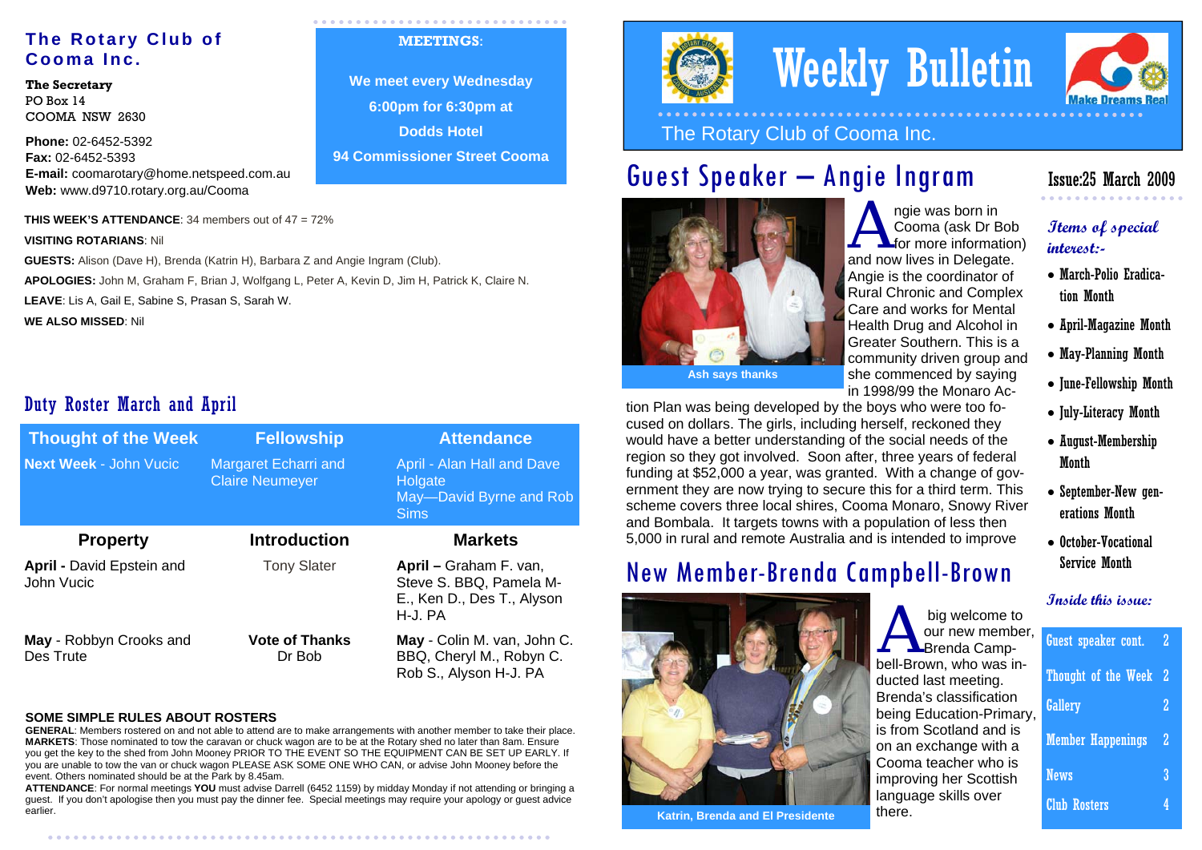# The Rotary Club of Cooma Inc.

**The Secretary**
PO Box 14
COOMA NSW 2630

**Phone:** 02-6452-5392
**Fax:** 02-6452-5393
**E-mail:** coomarotary@home.netspeed.com.au
**Web:** www.d9710.rotary.org.au/Cooma

**MEETINGS:**

**We meet every Wednesday**
**6:00pm for 6:30pm at**
**Dodds Hotel**
**94 Commissioner Street Cooma**

**THIS WEEK'S ATTENDANCE**: 34 members out of 47 = 72%

**VISITING ROTARIANS**: Nil

**GUESTS:** Alison (Dave H), Brenda (Katrin H), Barbara Z and Angie Ingram (Club).

**APOLOGIES:** John M, Graham F, Brian J, Wolfgang L, Peter A, Kevin D, Jim H, Patrick K, Claire N.

**LEAVE**: Lis A, Gail E, Sabine S, Prasan S, Sarah W.

**WE ALSO MISSED**: Nil

## Duty Roster March and April

| Thought of the Week | Fellowship | Attendance |
|---|---|---|
| **Next Week** - John Vucic | Margaret Echarri and Claire Neumeyer | April - Alan Hall and Dave Holgate<br>May—David Byrne and Rob Sims |
| **Property** | **Introduction** | **Markets** |
| **April -** David Epstein and John Vucic | Tony Slater | **April –** Graham F. van, Steve S. BBQ, Pamela M-E., Ken D., Des T., Alyson H-J. PA |
| **May** - Robbyn Crooks and Des Trute | **Vote of Thanks**<br>Dr Bob | **May** - Colin M. van, John C. BBQ, Cheryl M., Robyn C. Rob S., Alyson H-J. PA |

**SOME SIMPLE RULES ABOUT ROSTERS**

**GENERAL**: Members rostered on and not able to attend are to make arrangements with another member to take their place.
**MARKETS**: Those nominated to tow the caravan or chuck wagon are to be at the Rotary shed no later than 8am. Ensure you get the key to the shed from John Mooney PRIOR TO THE EVENT SO THE EQUIPMENT CAN BE SET UP EARLY. If you are unable to tow the van or chuck wagon PLEASE ASK SOME ONE WHO CAN, or advise John Mooney before the event. Others nominated should be at the Park by 8.45am.
**ATTENDANCE**: For normal meetings **YOU** must advise Darrell (6452 1159) by midday Monday if not attending or bringing a guest. If you don't apologise then you must pay the dinner fee. Special meetings may require your apology or guest advice earlier.

# Weekly Bulletin

The Rotary Club of Cooma Inc.

Make Dreams Real

Issue:25 March 2009

## Guest Speaker – Angie Ingram

Ash says thanks

Angie was born in Cooma (ask Dr Bob for more information) and now lives in Delegate. Angie is the coordinator of Rural Chronic and Complex Care and works for Mental Health Drug and Alcohol in Greater Southern. This is a community driven group and she commenced by saying in 1998/99 the Monaro Action Plan was being developed by the boys who were too focused on dollars. The girls, including herself, reckoned they would have a better understanding of the social needs of the region so they got involved. Soon after, three years of federal funding at $52,000 a year, was granted. With a change of government they are now trying to secure this for a third term. This scheme covers three local shires, Cooma Monaro, Snowy River and Bombala. It targets towns with a population of less then 5,000 in rural and remote Australia and is intended to improve

## New Member-Brenda Campbell-Brown

Katrin, Brenda and El Presidente

A big welcome to our new member, Brenda Campbell-Brown, who was inducted last meeting. Brenda's classification being Education-Primary, is from Scotland and is on an exchange with a Cooma teacher who is improving her Scottish language skills over there.

### *Items of special interest:-*

- March-Polio Eradication Month
- April-Magazine Month
- May-Planning Month
- June-Fellowship Month
- July-Literacy Month
- August-Membership Month
- September-New generations Month
- October-Vocational Service Month

### *Inside this issue:*

| | |
|---|---|
| Guest speaker cont. | 2 |
| Thought of the Week | 2 |
| Gallery | 2 |
| Member Happenings | 2 |
| News | 3 |
| Club Rosters | 4 |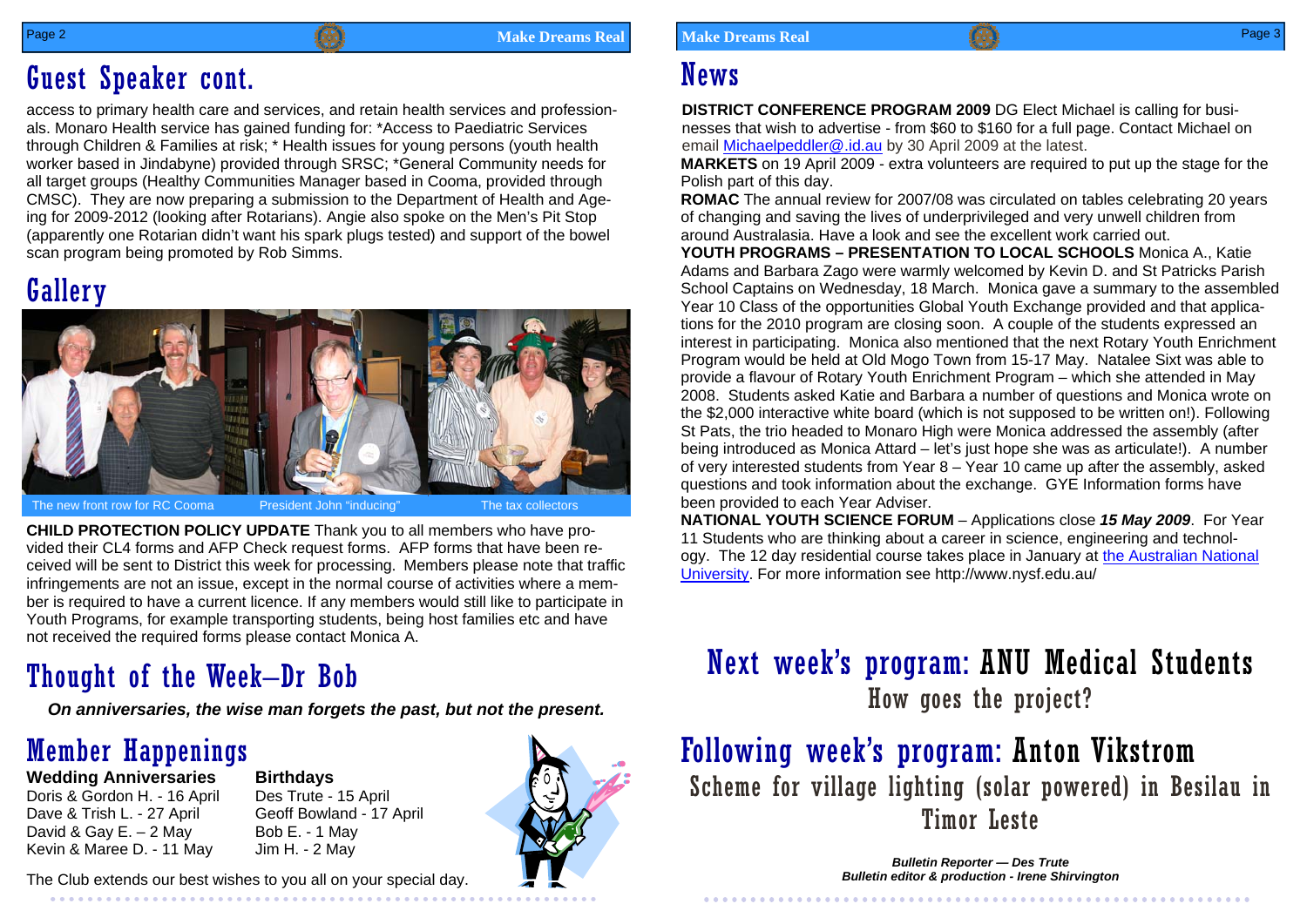# Guest Speaker cont.

access to primary health care and services, and retain health services and professionals. Monaro Health service has gained funding for: *Access to Paediatric Services through Children & Families at risk; * Health issues for young persons (youth health worker based in Jindabyne) provided through SRSC; *General Community needs for all target groups (Healthy Communities Manager based in Cooma, provided through CMSC). They are now preparing a submission to the Department of Health and Ageing for 2009-2012 (looking after Rotarians). Angie also spoke on the Men's Pit Stop (apparently one Rotarian didn't want his spark plugs tested) and support of the bowel scan program being promoted by Rob Simms.

# Gallery

The new front row for RC Cooma

President John "inducing"

The tax collectors

**CHILD PROTECTION POLICY UPDATE** Thank you to all members who have provided their CL4 forms and AFP Check request forms. AFP forms that have been received will be sent to District this week for processing. Members please note that traffic infringements are not an issue, except in the normal course of activities where a member is required to have a current licence. If any members would still like to participate in Youth Programs, for example transporting students, being host families etc and have not received the required forms please contact Monica A.

# Thought of the Week—Dr Bob

***On anniversaries, the wise man forgets the past, but not the present.***

# Member Happenings

**Wedding Anniversaries**

Doris & Gordon H. - 16 April
Dave & Trish L. - 27 April
David & Gay E. – 2 May
Kevin & Maree D. - 11 May

**Birthdays**

Des Trute - 15 April
Geoff Bowland - 17 April
Bob E. - 1 May
Jim H. - 2 May

The Club extends our best wishes to you all on your special day.

# News

**DISTRICT CONFERENCE PROGRAM 2009** DG Elect Michael is calling for businesses that wish to advertise - from $60 to $160 for a full page. Contact Michael on email Michaelpeddler@.id.au by 30 April 2009 at the latest.

**MARKETS** on 19 April 2009 - extra volunteers are required to put up the stage for the Polish part of this day.

**ROMAC** The annual review for 2007/08 was circulated on tables celebrating 20 years of changing and saving the lives of underprivileged and very unwell children from around Australasia. Have a look and see the excellent work carried out.

**YOUTH PROGRAMS – PRESENTATION TO LOCAL SCHOOLS** Monica A., Katie Adams and Barbara Zago were warmly welcomed by Kevin D. and St Patricks Parish School Captains on Wednesday, 18 March. Monica gave a summary to the assembled Year 10 Class of the opportunities Global Youth Exchange provided and that applications for the 2010 program are closing soon. A couple of the students expressed an interest in participating. Monica also mentioned that the next Rotary Youth Enrichment Program would be held at Old Mogo Town from 15-17 May. Natalee Sixt was able to provide a flavour of Rotary Youth Enrichment Program – which she attended in May 2008. Students asked Katie and Barbara a number of questions and Monica wrote on the $2,000 interactive white board (which is not supposed to be written on!). Following St Pats, the trio headed to Monaro High were Monica addressed the assembly (after being introduced as Monica Attard – let's just hope she was as articulate!). A number of very interested students from Year 8 – Year 10 came up after the assembly, asked questions and took information about the exchange. GYE Information forms have been provided to each Year Adviser.

**NATIONAL YOUTH SCIENCE FORUM** – Applications close ***15 May 2009***. For Year 11 Students who are thinking about a career in science, engineering and technology. The 12 day residential course takes place in January at the Australian National University. For more information see http://www.nysf.edu.au/

## Next week's program: ANU Medical Students

How goes the project?

## Following week's program: Anton Vikstrom

Scheme for village lighting (solar powered) in Besilau in Timor Leste

***Bulletin Reporter — Des Trute***
***Bulletin editor & production - Irene Shirvington***